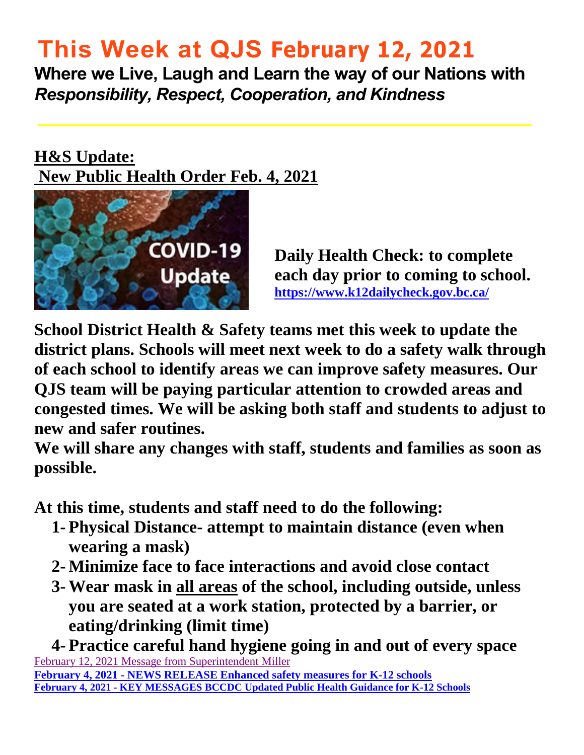# This Week at QJS February 12, 2021

**Where we Live, Laugh and Learn the way of our Nations with *Responsibility, Respect, Cooperation, and Kindness***

## H&S Update:
## New Public Health Order Feb. 4, 2021

**Daily Health Check: to complete each day prior to coming to school.**
**https://www.k12dailycheck.gov.bc.ca/**

**School District Health & Safety teams met this week to update the district plans. Schools will meet next week to do a safety walk through of each school to identify areas we can improve safety measures. Our QJS team will be paying particular attention to crowded areas and congested times. We will be asking both staff and students to adjust to new and safer routines.**
**We will share any changes with staff, students and families as soon as possible.**

**At this time, students and staff need to do the following:**

1. **Physical Distance- attempt to maintain distance (even when wearing a mask)**
2. **Minimize face to face interactions and avoid close contact**
3. **Wear mask in all areas of the school, including outside, unless you are seated at a work station, protected by a barrier, or eating/drinking (limit time)**
4. **Practice careful hand hygiene going in and out of every space**

February 12, 2021 Message from Superintendent Miller
**February 4, 2021 - NEWS RELEASE Enhanced safety measures for K-12 schools**
**February 4, 2021 - KEY MESSAGES BCCDC Updated Public Health Guidance for K-12 Schools**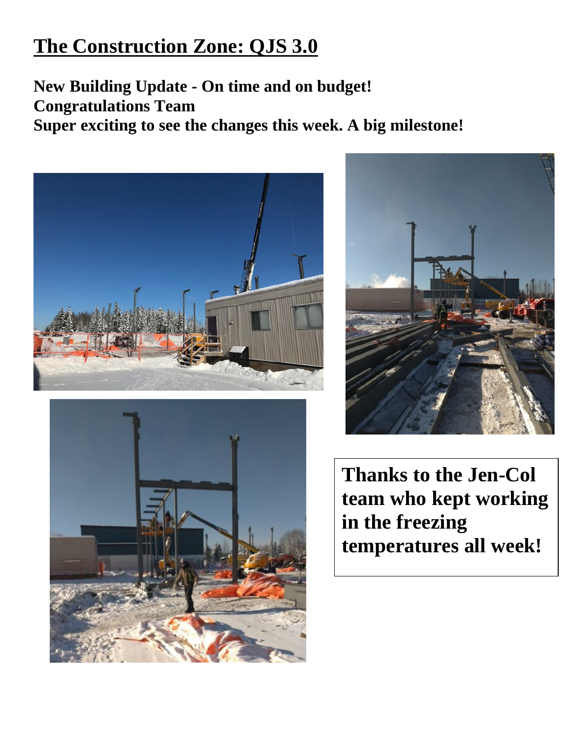# The Construction Zone: QJS 3.0

**New Building Update - On time and on budget!**
**Congratulations Team**
**Super exciting to see the changes this week. A big milestone!**

**Thanks to the Jen-Col team who kept working in the freezing temperatures all week!**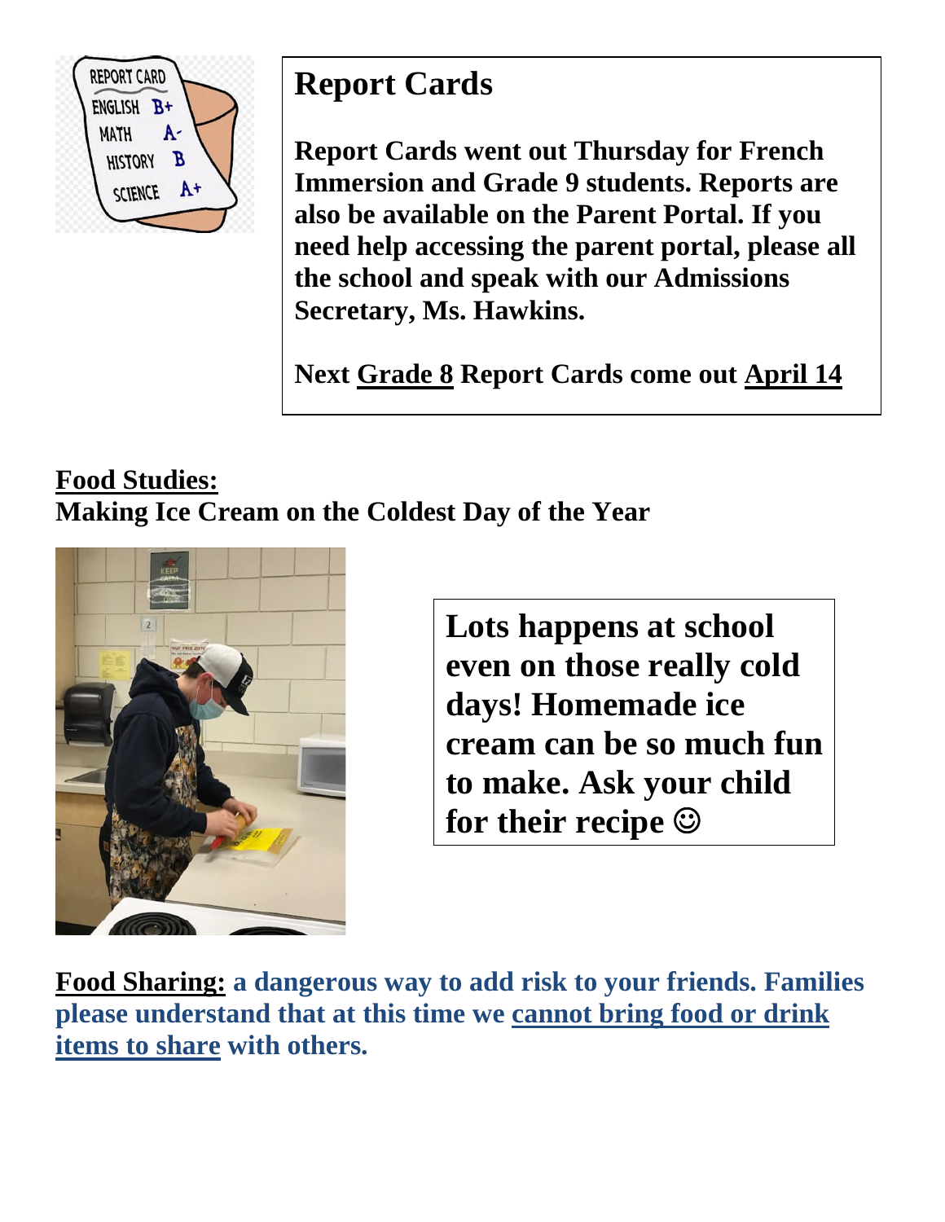## Report Cards

**Report Cards went out Thursday for French Immersion and Grade 9 students. Reports are also be available on the Parent Portal. If you need help accessing the parent portal, please all the school and speak with our Admissions Secretary, Ms. Hawkins.**

**Next <u>Grade 8</u> Report Cards come out <u>April 14</u>**

**<u>Food Studies:</u>**
**Making Ice Cream on the Coldest Day of the Year**

**Lots happens at school even on those really cold days! Homemade ice cream can be so much fun to make. Ask your child for their recipe ☺**

**<u>Food Sharing:</u> a dangerous way to add risk to your friends. Families please understand that at this time we <u>cannot bring food or drink items to share</u> with others.**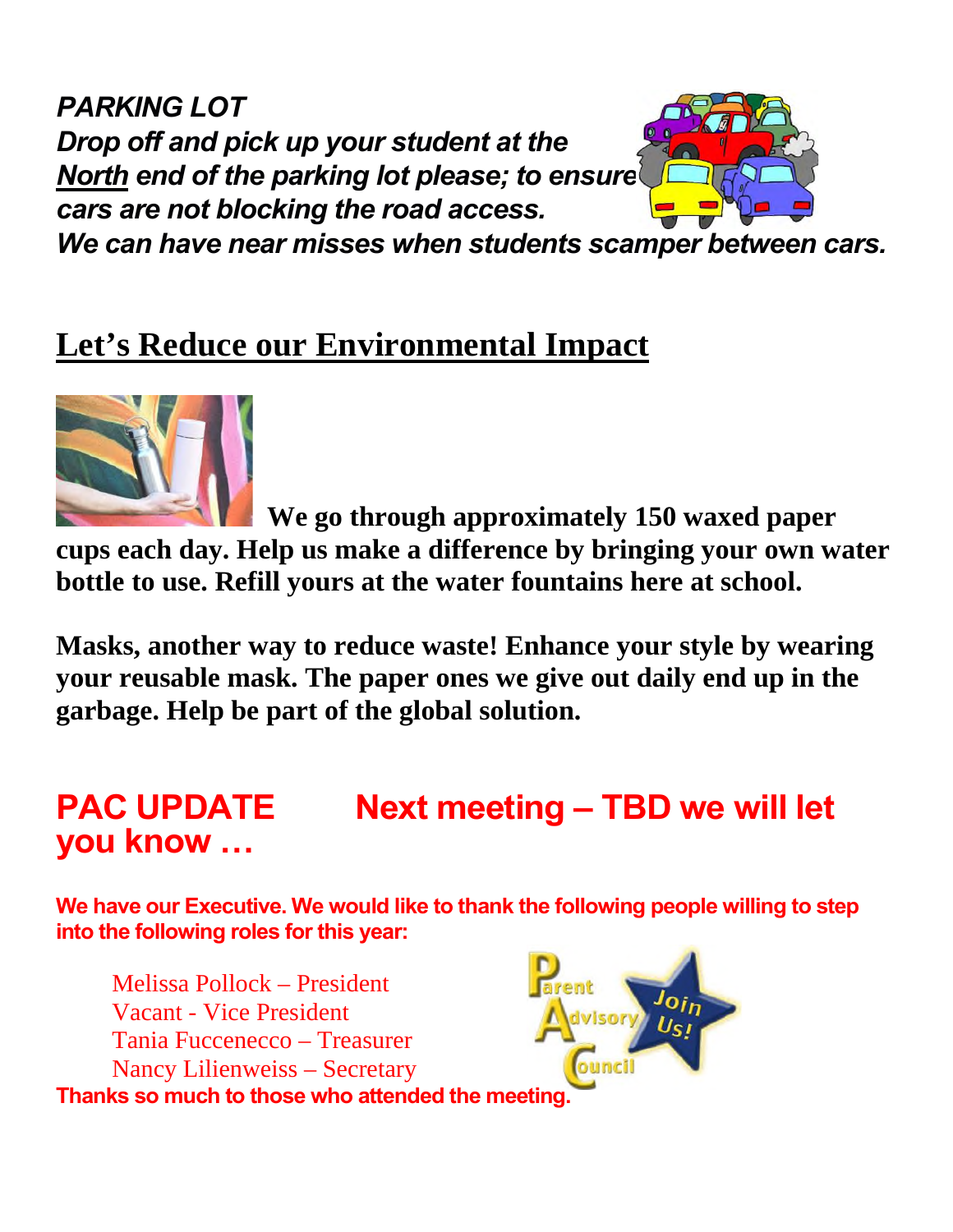***PARKING LOT***

***Drop off and pick up your student at the North end of the parking lot please; to ensure cars are not blocking the road access.***

***We can have near misses when students scamper between cars.***

## Let's Reduce our Environmental Impact

**We go through approximately 150 waxed paper cups each day. Help us make a difference by bringing your own water bottle to use. Refill yours at the water fountains here at school.**

**Masks, another way to reduce waste! Enhance your style by wearing your reusable mask. The paper ones we give out daily end up in the garbage. Help be part of the global solution.**

## PAC UPDATE Next meeting – TBD we will let you know …

**We have our Executive. We would like to thank the following people willing to step into the following roles for this year:**

Melissa Pollock – President
Vacant - Vice President
Tania Fuccenecco – Treasurer
Nancy Lilienweiss – Secretary

**Thanks so much to those who attended the meeting.**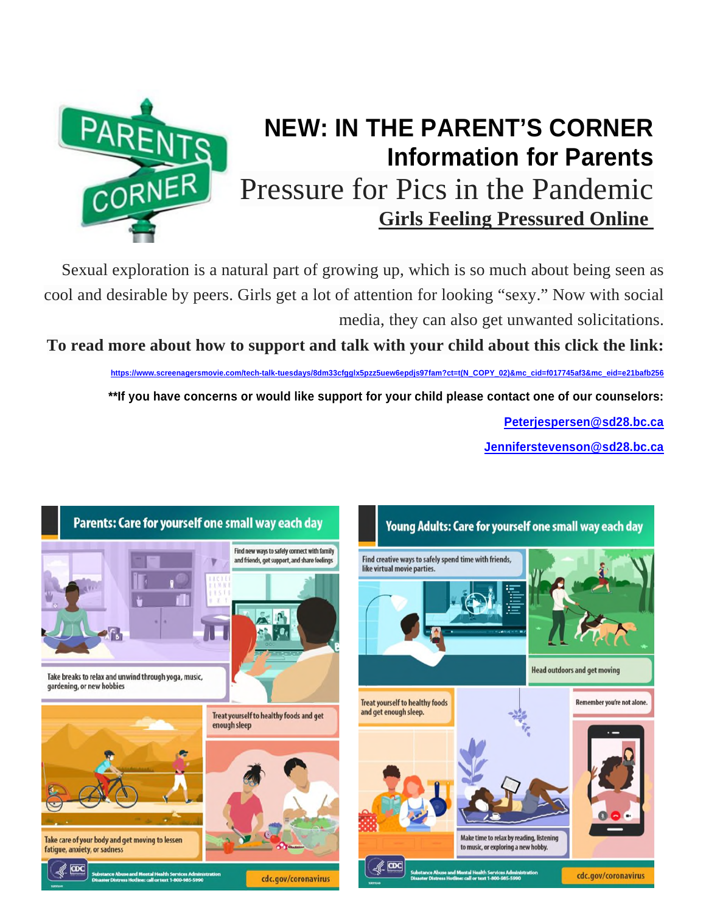# NEW: IN THE PARENT'S CORNER

## Information for Parents

## Pressure for Pics in the Pandemic

### Girls Feeling Pressured Online

Sexual exploration is a natural part of growing up, which is so much about being seen as cool and desirable by peers. Girls get a lot of attention for looking "sexy." Now with social media, they can also get unwanted solicitations.

**To read more about how to support and talk with your child about this click the link:**

https://www.screenagersmovie.com/tech-talk-tuesdays/8dm33cfgglx5pzz5uew6epdjs97fam?ct=t(N_COPY_02)&mc_cid=f017745af3&mc_eid=e21bafb256

**\*\*If you have concerns or would like support for your child please contact one of our counselors:**

**Peterjespersen@sd28.bc.ca**

**Jenniferstevenson@sd28.bc.ca**

**Parents: Care for yourself one small way each day**

- Find new ways to safely connect with family and friends, get support, and share feelings
- Take breaks to relax and unwind through yoga, music, gardening, or new hobbies
- Treat yourself to healthy foods and get enough sleep
- Take care of your body and get moving to lessen fatigue, anxiety, or sadness

Substance Abuse and Mental Health Services Administration
Disaster Distress Hotline: call or text 1-800-985-5990
cdc.gov/coronavirus

**Young Adults: Care for yourself one small way each day**

- Find creative ways to safely spend time with friends, like virtual movie parties.
- Head outdoors and get moving
- Treat yourself to healthy foods and get enough sleep.
- Remember you're not alone.
- Make time to relax by reading, listening to music, or exploring a new hobby.

Substance Abuse and Mental Health Services Administration
Disaster Distress Hotline: call or text 1-800-985-5990
cdc.gov/coronavirus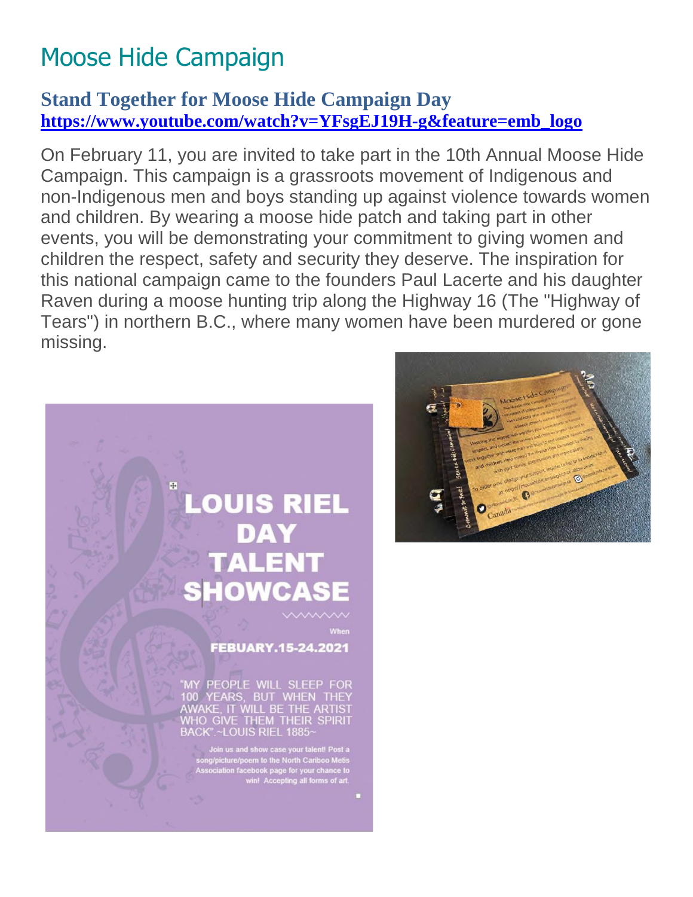# Moose Hide Campaign

### Stand Together for Moose Hide Campaign Day

**https://www.youtube.com/watch?v=YFsgEJ19H-g&feature=emb_logo**

On February 11, you are invited to take part in the 10th Annual Moose Hide Campaign. This campaign is a grassroots movement of Indigenous and non-Indigenous men and boys standing up against violence towards women and children. By wearing a moose hide patch and taking part in other events, you will be demonstrating your commitment to giving women and children the respect, safety and security they deserve. The inspiration for this national campaign came to the founders Paul Lacerte and his daughter Raven during a moose hunting trip along the Highway 16 (The "Highway of Tears") in northern B.C., where many women have been murdered or gone missing.

LOUIS RIEL DAY TALENT SHOWCASE

When

FEBUARY.15-24.2021

"MY PEOPLE WILL SLEEP FOR 100 YEARS, BUT WHEN THEY AWAKE, IT WILL BE THE ARTIST WHO GIVE THEM THEIR SPIRIT BACK".~LOUIS RIEL 1885~

Join us and show case your talent! Post a song/picture/poem to the North Cariboo Metis Association facebook page for your chance to win! Accepting all forms of art.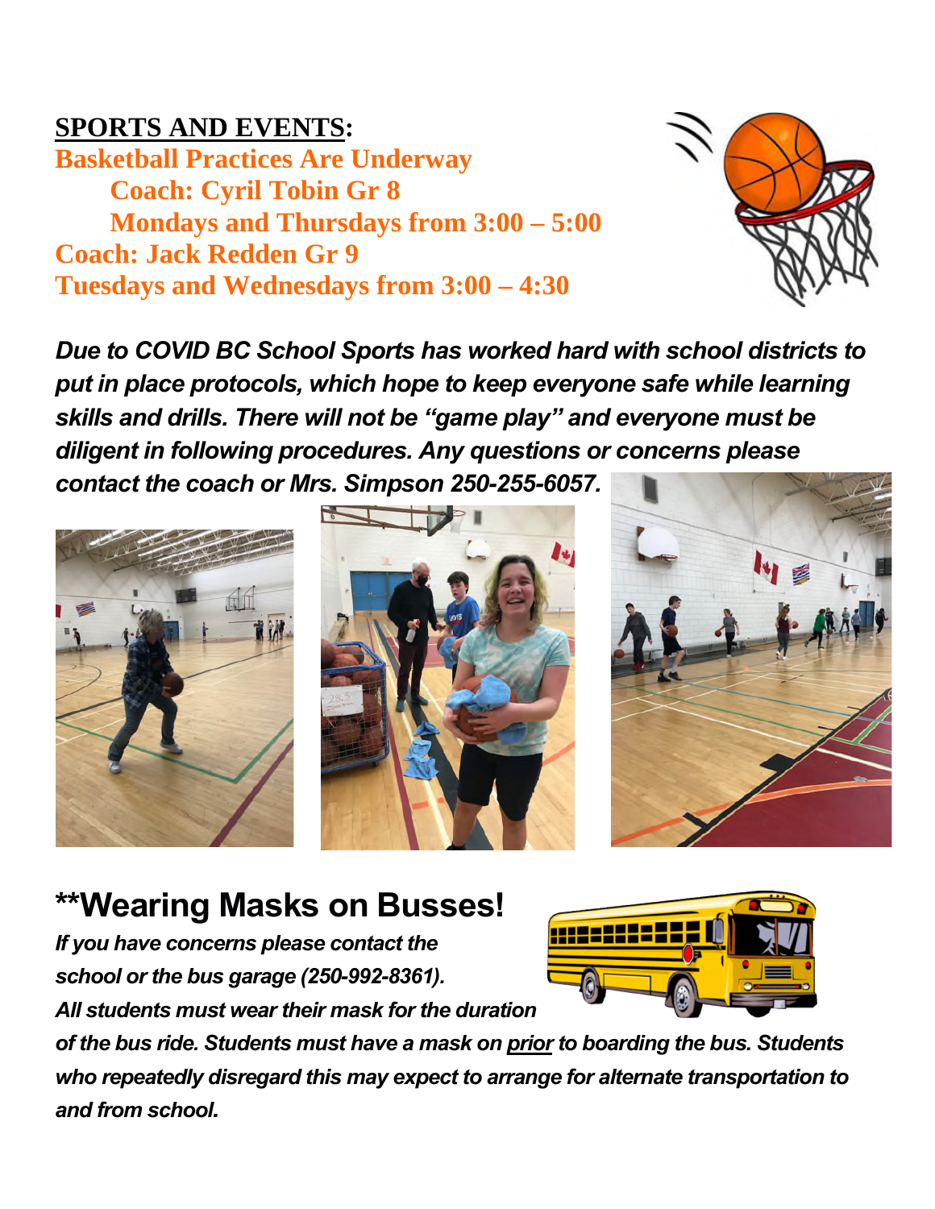**SPORTS AND EVENTS:**

**Basketball Practices Are Underway**

**Coach: Cyril Tobin Gr 8**

**Mondays and Thursdays from 3:00 – 5:00**

**Coach: Jack Redden Gr 9**

**Tuesdays and Wednesdays from 3:00 – 4:30**

***Due to COVID BC School Sports has worked hard with school districts to put in place protocols, which hope to keep everyone safe while learning skills and drills. There will not be "game play" and everyone must be diligent in following procedures. Any questions or concerns please contact the coach or Mrs. Simpson 250-255-6057.***

## **Wearing Masks on Busses!

***If you have concerns please contact the school or the bus garage (250-992-8361).***

***All students must wear their mask for the duration of the bus ride. Students must have a mask on prior to boarding the bus. Students who repeatedly disregard this may expect to arrange for alternate transportation to and from school.***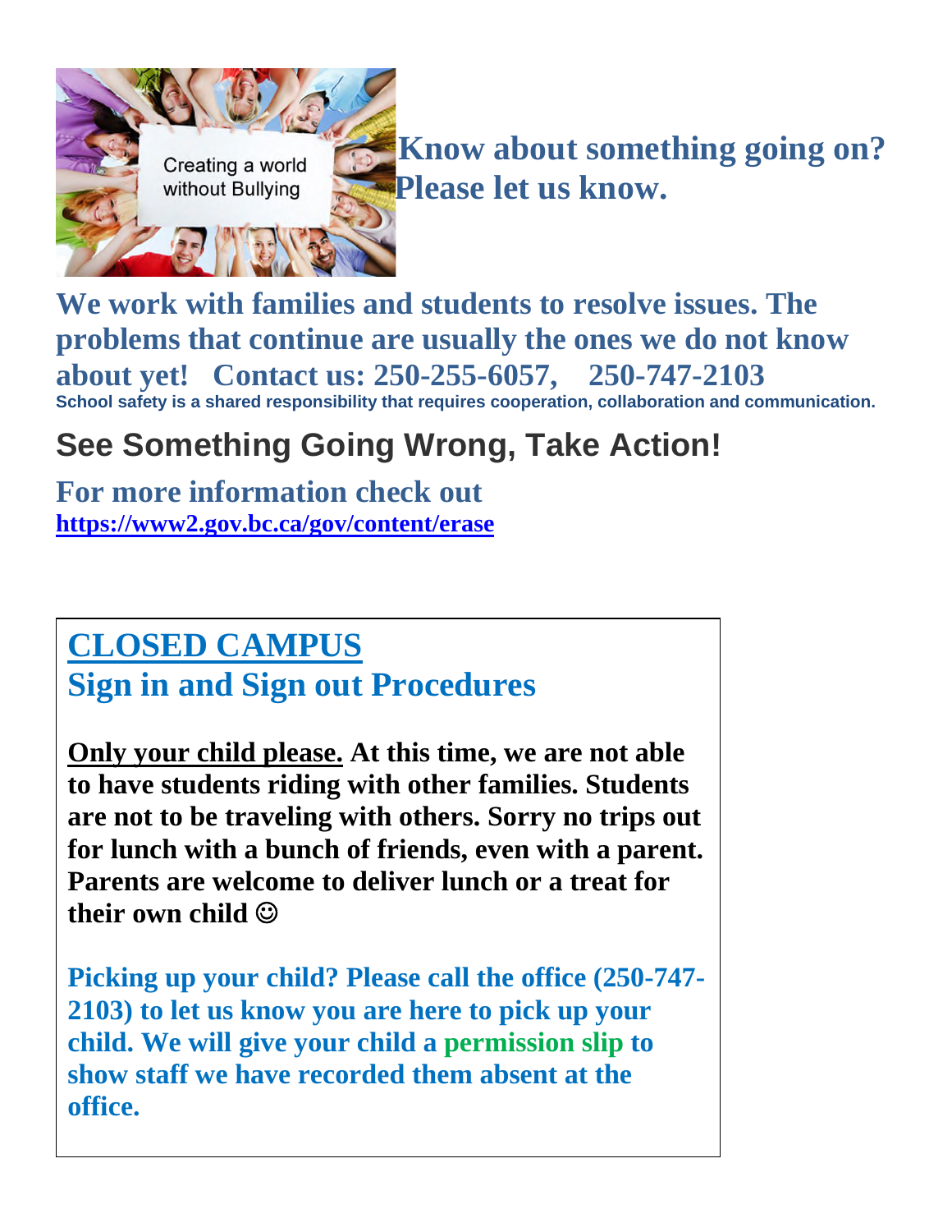**Know about something going on? Please let us know.**

**We work with families and students to resolve issues. The problems that continue are usually the ones we do not know about yet! Contact us: 250-255-6057, 250-747-2103**

**School safety is a shared responsibility that requires cooperation, collaboration and communication.**

## See Something Going Wrong, Take Action!

**For more information check out**
**https://www2.gov.bc.ca/gov/content/erase**

## CLOSED CAMPUS
## Sign in and Sign out Procedures

**Only your child please. At this time, we are not able to have students riding with other families. Students are not to be traveling with others. Sorry no trips out for lunch with a bunch of friends, even with a parent. Parents are welcome to deliver lunch or a treat for their own child ☺**

**Picking up your child? Please call the office (250-747-2103) to let us know you are here to pick up your child. We will give your child a permission slip to show staff we have recorded them absent at the office.**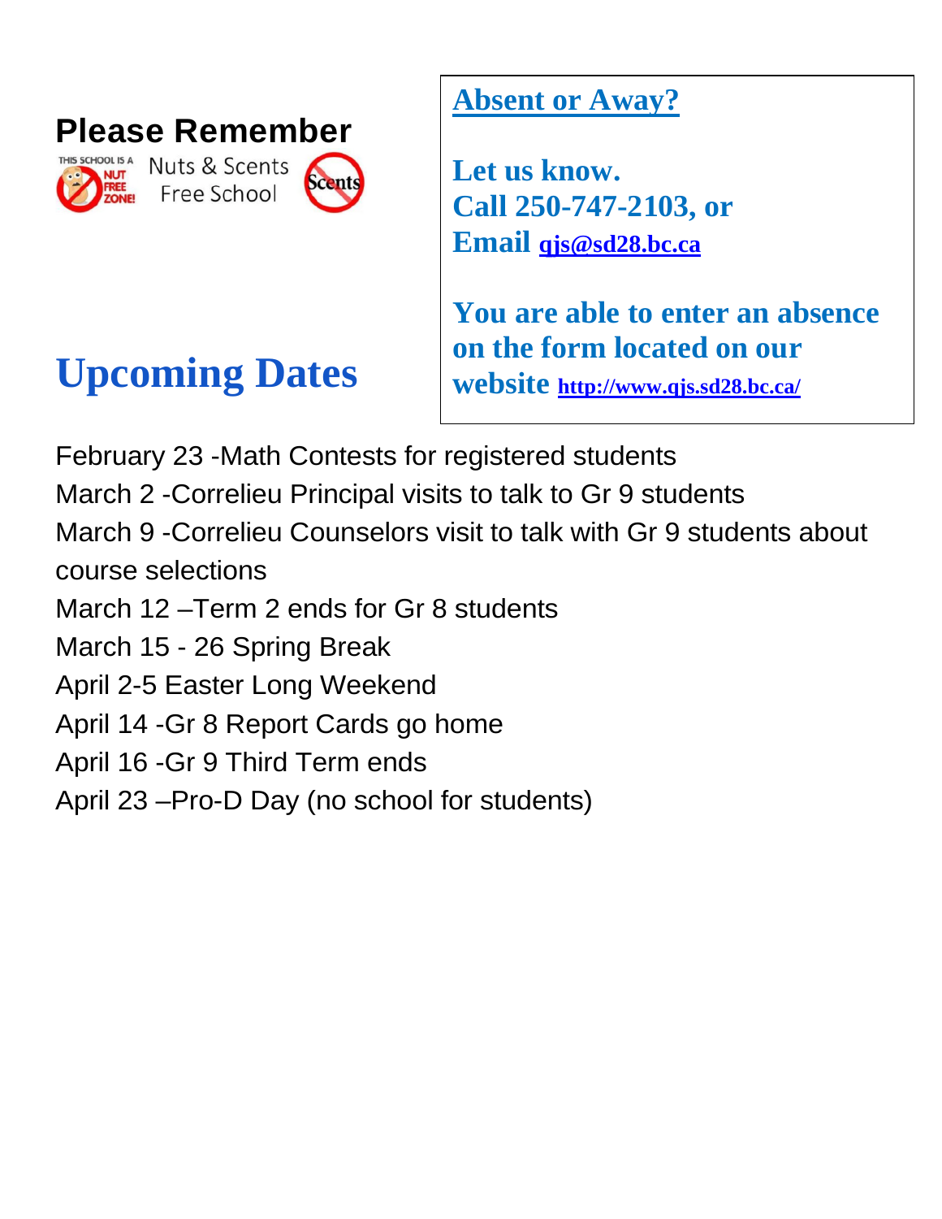## Please Remember

Nuts & Scents Free School

## Absent or Away?

**Let us know.**
**Call 250-747-2103, or**
**Email [qjs@sd28.bc.ca](mailto:qjs@sd28.bc.ca)**

**You are able to enter an absence on the form located on our website [http://www.qjs.sd28.bc.ca/](http://www.qjs.sd28.bc.ca/)**

# Upcoming Dates

February 23 -Math Contests for registered students
March 2 -Correlieu Principal visits to talk to Gr 9 students
March 9 -Correlieu Counselors visit to talk with Gr 9 students about course selections
March 12 –Term 2 ends for Gr 8 students
March 15 - 26 Spring Break
April 2-5 Easter Long Weekend
April 14 -Gr 8 Report Cards go home
April 16 -Gr 9 Third Term ends
April 23 –Pro-D Day (no school for students)